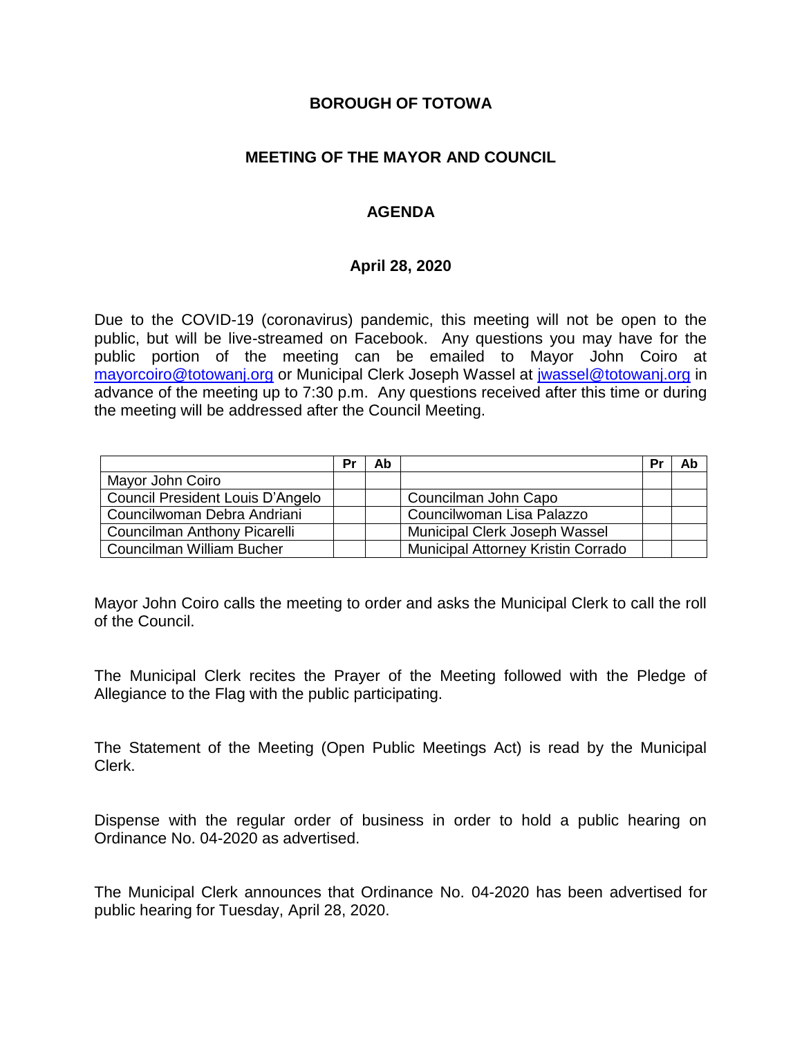# BOROUGH OF TOTOWA

## MEETING OF THE MAYOR AND COUNCIL

## AGENDA

### April 28, 2020

Due to the COVID-19 (coronavirus) pandemic, this meeting will not be open to the public, but will be live-streamed on Facebook. Any questions you may have for the public portion of the meeting can be emailed to Mayor John Coiro at mayorcoiro@totowanj.org or Municipal Clerk Joseph Wassel at jwassel@totowanj.org in advance of the meeting up to 7:30 p.m. Any questions received after this time or during the meeting will be addressed after the Council Meeting.

| | Pr | Ab | | Pr | Ab |
|---|---|---|---|---|---|
| Mayor John Coiro | | | | | |
| Council President Louis D'Angelo | | | Councilman John Capo | | |
| Councilwoman Debra Andriani | | | Councilwoman Lisa Palazzo | | |
| Councilman Anthony Picarelli | | | Municipal Clerk Joseph Wassel | | |
| Councilman William Bucher | | | Municipal Attorney Kristin Corrado | | |

Mayor John Coiro calls the meeting to order and asks the Municipal Clerk to call the roll of the Council.

The Municipal Clerk recites the Prayer of the Meeting followed with the Pledge of Allegiance to the Flag with the public participating.

The Statement of the Meeting (Open Public Meetings Act) is read by the Municipal Clerk.

Dispense with the regular order of business in order to hold a public hearing on Ordinance No. 04-2020 as advertised.

The Municipal Clerk announces that Ordinance No. 04-2020 has been advertised for public hearing for Tuesday, April 28, 2020.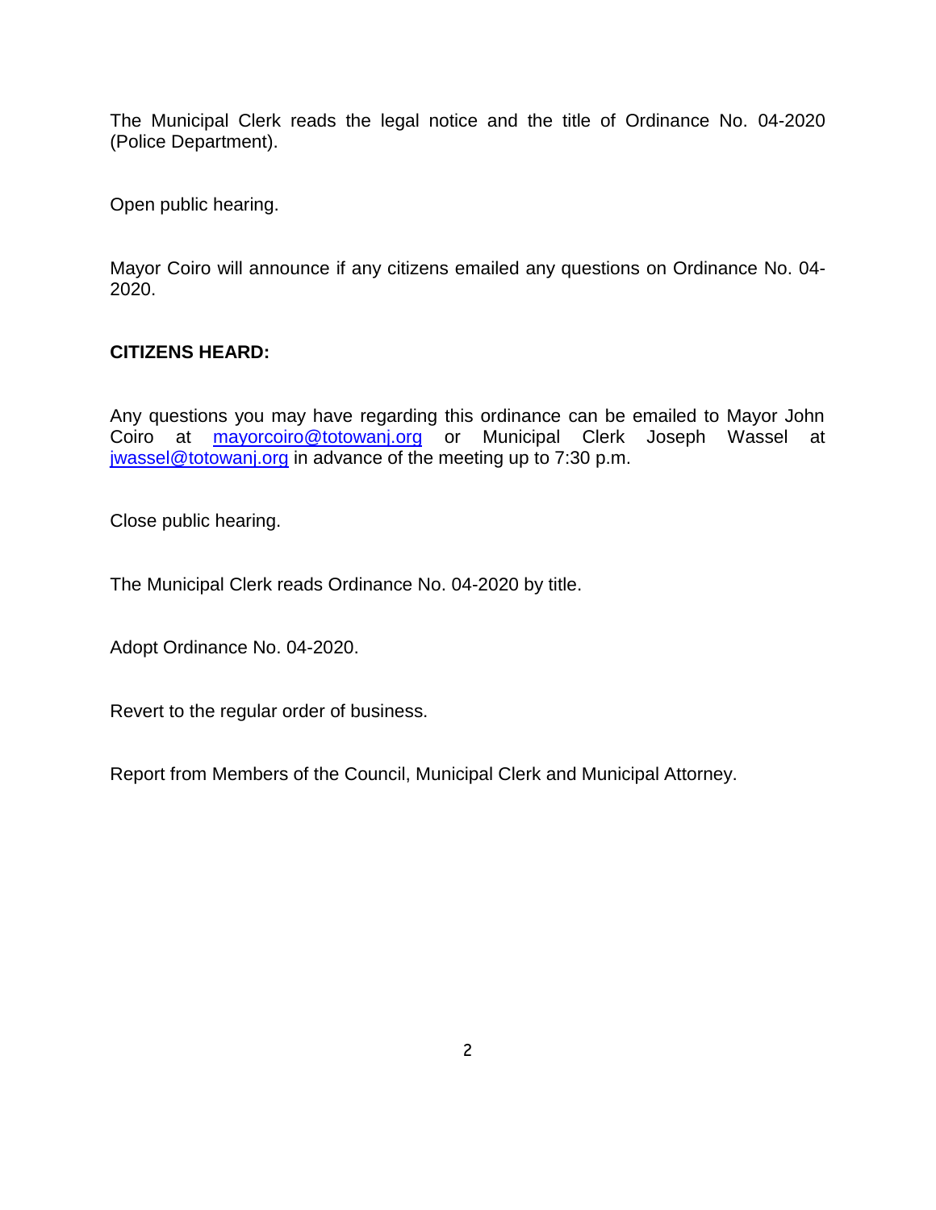The Municipal Clerk reads the legal notice and the title of Ordinance No. 04-2020 (Police Department).

Open public hearing.

Mayor Coiro will announce if any citizens emailed any questions on Ordinance No. 04-2020.

**CITIZENS HEARD:**

Any questions you may have regarding this ordinance can be emailed to Mayor John Coiro at mayorcoiro@totowanj.org or Municipal Clerk Joseph Wassel at jwassel@totowanj.org in advance of the meeting up to 7:30 p.m.

Close public hearing.

The Municipal Clerk reads Ordinance No. 04-2020 by title.

Adopt Ordinance No. 04-2020.

Revert to the regular order of business.

Report from Members of the Council, Municipal Clerk and Municipal Attorney.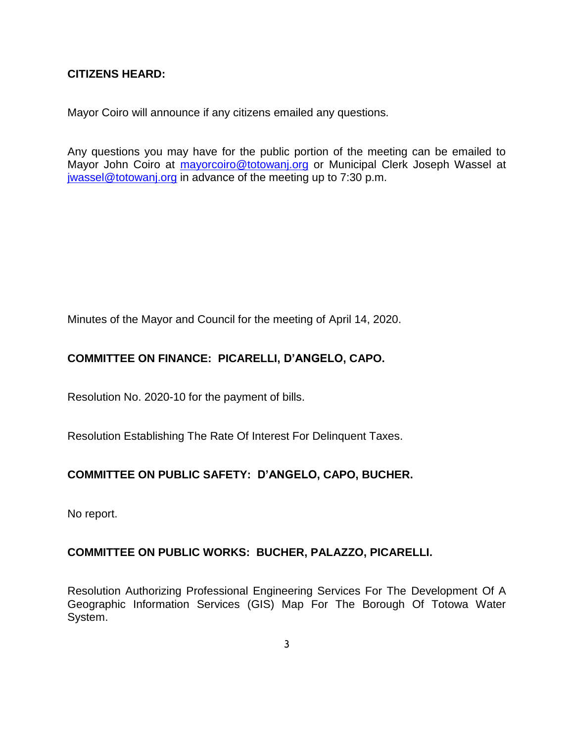**CITIZENS HEARD:**

Mayor Coiro will announce if any citizens emailed any questions.

Any questions you may have for the public portion of the meeting can be emailed to Mayor John Coiro at mayorcoiro@totowanj.org or Municipal Clerk Joseph Wassel at jwassel@totowanj.org in advance of the meeting up to 7:30 p.m.

Minutes of the Mayor and Council for the meeting of April 14, 2020.

**COMMITTEE ON FINANCE: PICARELLI, D'ANGELO, CAPO.**

Resolution No. 2020-10 for the payment of bills.

Resolution Establishing The Rate Of Interest For Delinquent Taxes.

**COMMITTEE ON PUBLIC SAFETY: D'ANGELO, CAPO, BUCHER.**

No report.

**COMMITTEE ON PUBLIC WORKS: BUCHER, PALAZZO, PICARELLI.**

Resolution Authorizing Professional Engineering Services For The Development Of A Geographic Information Services (GIS) Map For The Borough Of Totowa Water System.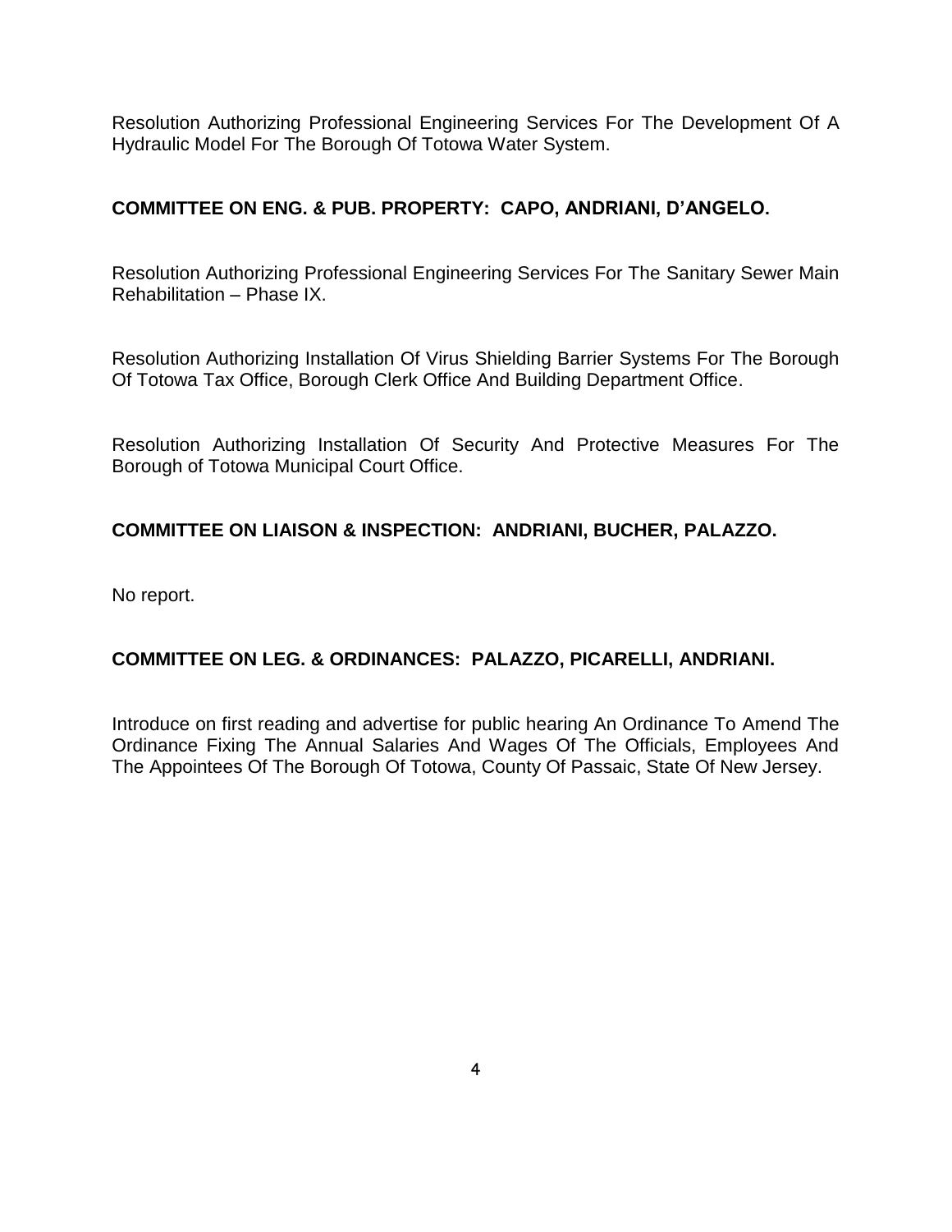Resolution Authorizing Professional Engineering Services For The Development Of A Hydraulic Model For The Borough Of Totowa Water System.

**COMMITTEE ON ENG. & PUB. PROPERTY: CAPO, ANDRIANI, D'ANGELO.**

Resolution Authorizing Professional Engineering Services For The Sanitary Sewer Main Rehabilitation – Phase IX.

Resolution Authorizing Installation Of Virus Shielding Barrier Systems For The Borough Of Totowa Tax Office, Borough Clerk Office And Building Department Office.

Resolution Authorizing Installation Of Security And Protective Measures For The Borough of Totowa Municipal Court Office.

**COMMITTEE ON LIAISON & INSPECTION: ANDRIANI, BUCHER, PALAZZO.**

No report.

**COMMITTEE ON LEG. & ORDINANCES: PALAZZO, PICARELLI, ANDRIANI.**

Introduce on first reading and advertise for public hearing An Ordinance To Amend The Ordinance Fixing The Annual Salaries And Wages Of The Officials, Employees And The Appointees Of The Borough Of Totowa, County Of Passaic, State Of New Jersey.